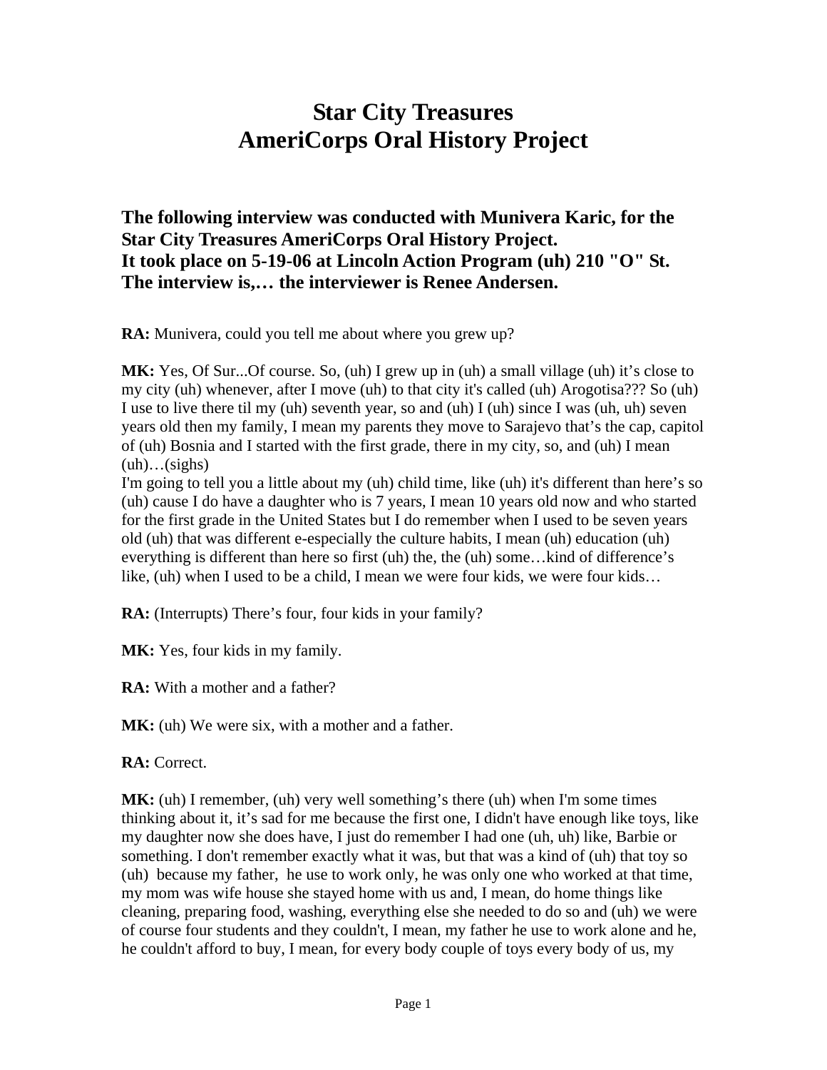# Star City Treasures
# AmeriCorps Oral History Project

**The following interview was conducted with Munivera Karic, for the Star City Treasures AmeriCorps Oral History Project.
It took place on 5-19-06 at Lincoln Action Program (uh) 210 "O" St.
The interview is,… the interviewer is Renee Andersen.**

**RA:** Munivera, could you tell me about where you grew up?

**MK:** Yes, Of Sur...Of course. So, (uh) I grew up in (uh) a small village (uh) it's close to my city (uh) whenever, after I move (uh) to that city it's called (uh) Arogotisa??? So (uh) I use to live there til my (uh) seventh year, so and (uh) I (uh) since I was (uh, uh) seven years old then my family, I mean my parents they move to Sarajevo that's the cap, capitol of (uh) Bosnia and I started with the first grade, there in my city, so, and (uh) I mean (uh)…(sighs)
I'm going to tell you a little about my (uh) child time, like (uh) it's different than here's so (uh) cause I do have a daughter who is 7 years, I mean 10 years old now and who started for the first grade in the United States but I do remember when I used to be seven years old (uh) that was different e-especially the culture habits, I mean (uh) education (uh) everything is different than here so first (uh) the, the (uh) some…kind of difference's like, (uh) when I used to be a child, I mean we were four kids, we were four kids…

**RA:** (Interrupts) There's four, four kids in your family?

**MK:** Yes, four kids in my family.

**RA:** With a mother and a father?

**MK:** (uh) We were six, with a mother and a father.

**RA:** Correct.

**MK:** (uh) I remember, (uh) very well something's there (uh) when I'm some times thinking about it, it's sad for me because the first one, I didn't have enough like toys, like my daughter now she does have, I just do remember I had one (uh, uh) like, Barbie or something. I don't remember exactly what it was, but that was a kind of (uh) that toy so (uh) because my father, he use to work only, he was only one who worked at that time, my mom was wife house she stayed home with us and, I mean, do home things like cleaning, preparing food, washing, everything else she needed to do so and (uh) we were of course four students and they couldn't, I mean, my father he use to work alone and he, he couldn't afford to buy, I mean, for every body couple of toys every body of us, my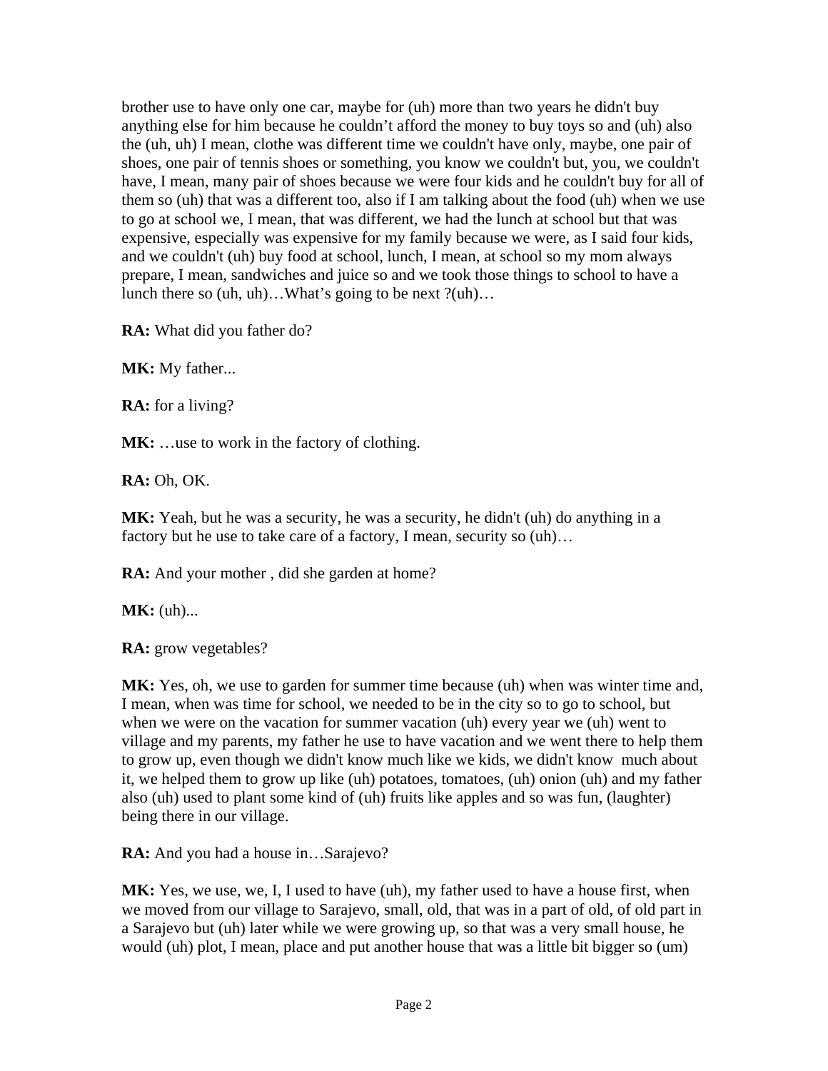brother use to have only one car, maybe for (uh) more than two years he didn't buy anything else for him because he couldn't afford the money to buy toys so and (uh) also the (uh, uh) I mean, clothe was different time we couldn't have only, maybe, one pair of shoes, one pair of tennis shoes or something, you know we couldn't but, you, we couldn't have, I mean, many pair of shoes because we were four kids and he couldn't buy for all of them so (uh) that was a different too, also if I am talking about the food (uh) when we use to go at school we, I mean, that was different, we had the lunch at school but that was expensive, especially was expensive for my family because we were, as I said four kids, and we couldn't (uh) buy food at school, lunch, I mean, at school so my mom always prepare, I mean, sandwiches and juice so and we took those things to school to have a lunch there so (uh, uh)…What's going to be next ?(uh)…

**RA:** What did you father do?

**MK:** My father...

**RA:** for a living?

**MK:** …use to work in the factory of clothing.

**RA:** Oh, OK.

**MK:** Yeah, but he was a security, he was a security, he didn't (uh) do anything in a factory but he use to take care of a factory, I mean, security so (uh)…

**RA:** And your mother , did she garden at home?

**MK:** (uh)...

**RA:** grow vegetables?

**MK:** Yes, oh, we use to garden for summer time because (uh) when was winter time and, I mean, when was time for school, we needed to be in the city so to go to school, but when we were on the vacation for summer vacation (uh) every year we (uh) went to village and my parents, my father he use to have vacation and we went there to help them to grow up, even though we didn't know much like we kids, we didn't know much about it, we helped them to grow up like (uh) potatoes, tomatoes, (uh) onion (uh) and my father also (uh) used to plant some kind of (uh) fruits like apples and so was fun, (laughter) being there in our village.

**RA:** And you had a house in…Sarajevo?

**MK:** Yes, we use, we, I, I used to have (uh), my father used to have a house first, when we moved from our village to Sarajevo, small, old, that was in a part of old, of old part in a Sarajevo but (uh) later while we were growing up, so that was a very small house, he would (uh) plot, I mean, place and put another house that was a little bit bigger so (um)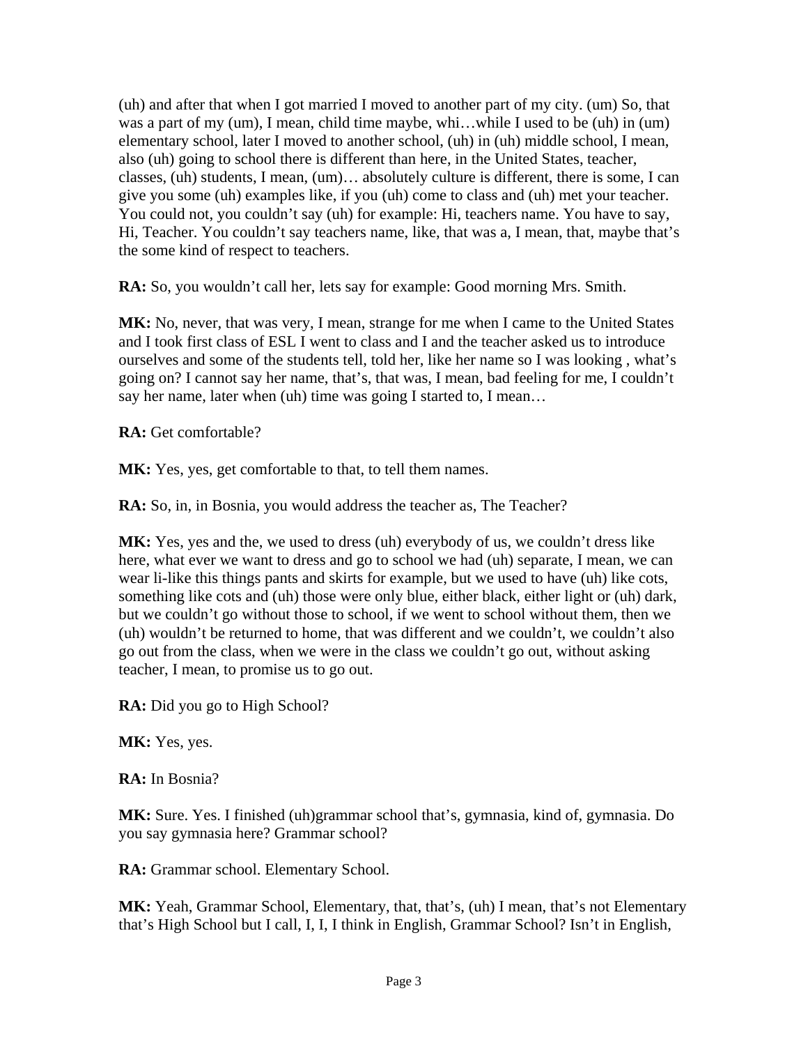(uh) and after that when I got married I moved to another part of my city. (um) So, that was a part of my (um), I mean, child time maybe, whi…while I used to be (uh) in (um) elementary school, later I moved to another school, (uh) in (uh) middle school, I mean, also (uh) going to school there is different than here, in the United States, teacher, classes, (uh) students, I mean, (um)… absolutely culture is different, there is some, I can give you some (uh) examples like, if you (uh) come to class and (uh) met your teacher. You could not, you couldn't say (uh) for example: Hi, teachers name. You have to say, Hi, Teacher. You couldn't say teachers name, like, that was a, I mean, that, maybe that's the some kind of respect to teachers.

**RA:** So, you wouldn't call her, lets say for example: Good morning Mrs. Smith.

**MK:** No, never, that was very, I mean, strange for me when I came to the United States and I took first class of ESL I went to class and I and the teacher asked us to introduce ourselves and some of the students tell, told her, like her name so I was looking , what's going on? I cannot say her name, that's, that was, I mean, bad feeling for me, I couldn't say her name, later when (uh) time was going I started to, I mean…

**RA:** Get comfortable?

**MK:** Yes, yes, get comfortable to that, to tell them names.

**RA:** So, in, in Bosnia, you would address the teacher as, The Teacher?

**MK:** Yes, yes and the, we used to dress (uh) everybody of us, we couldn't dress like here, what ever we want to dress and go to school we had (uh) separate, I mean, we can wear li-like this things pants and skirts for example, but we used to have (uh) like cots, something like cots and (uh) those were only blue, either black, either light or (uh) dark, but we couldn't go without those to school, if we went to school without them, then we (uh) wouldn't be returned to home, that was different and we couldn't, we couldn't also go out from the class, when we were in the class we couldn't go out, without asking teacher, I mean, to promise us to go out.

**RA:** Did you go to High School?

**MK:** Yes, yes.

**RA:** In Bosnia?

**MK:** Sure. Yes. I finished (uh)grammar school that's, gymnasia, kind of, gymnasia. Do you say gymnasia here? Grammar school?

**RA:** Grammar school. Elementary School.

**MK:** Yeah, Grammar School, Elementary, that, that's, (uh) I mean, that's not Elementary that's High School but I call, I, I, I think in English, Grammar School? Isn't in English,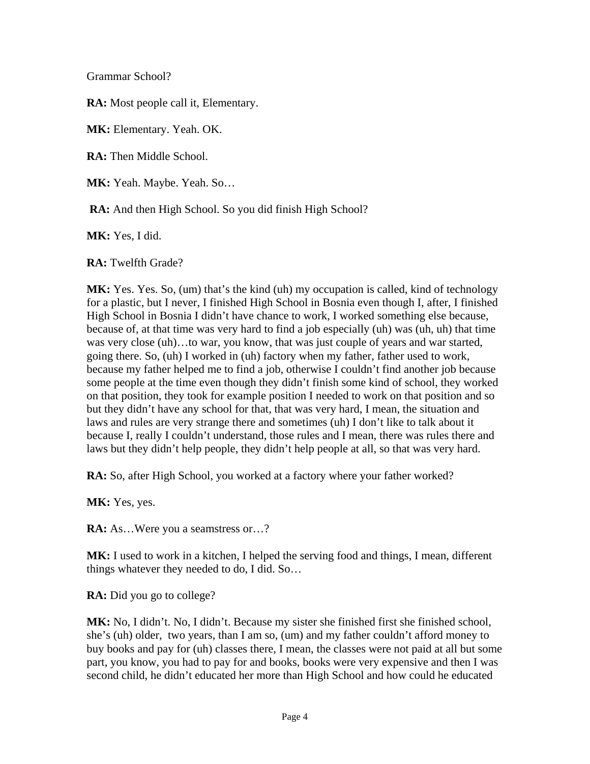Grammar School?

**RA:** Most people call it, Elementary.

**MK:** Elementary. Yeah. OK.

**RA:** Then Middle School.

**MK:** Yeah. Maybe. Yeah. So…

**RA:** And then High School. So you did finish High School?

**MK:** Yes, I did.

**RA:** Twelfth Grade?

**MK:** Yes. Yes. So, (um) that's the kind (uh) my occupation is called, kind of technology for a plastic, but I never, I finished High School in Bosnia even though I, after, I finished High School in Bosnia I didn't have chance to work, I worked something else because, because of, at that time was very hard to find a job especially (uh) was (uh, uh) that time was very close (uh)…to war, you know, that was just couple of years and war started, going there. So, (uh) I worked in (uh) factory when my father, father used to work, because my father helped me to find a job, otherwise I couldn't find another job because some people at the time even though they didn't finish some kind of school, they worked on that position, they took for example position I needed to work on that position and so but they didn't have any school for that, that was very hard, I mean, the situation and laws and rules are very strange there and sometimes (uh) I don't like to talk about it because I, really I couldn't understand, those rules and I mean, there was rules there and laws but they didn't help people, they didn't help people at all, so that was very hard.

**RA:** So, after High School, you worked at a factory where your father worked?

**MK:** Yes, yes.

**RA:** As…Were you a seamstress or…?

**MK:** I used to work in a kitchen, I helped the serving food and things, I mean, different things whatever they needed to do, I did. So…

**RA:** Did you go to college?

**MK:** No, I didn't. No, I didn't. Because my sister she finished first she finished school, she's (uh) older, two years, than I am so, (um) and my father couldn't afford money to buy books and pay for (uh) classes there, I mean, the classes were not paid at all but some part, you know, you had to pay for and books, books were very expensive and then I was second child, he didn't educated her more than High School and how could he educated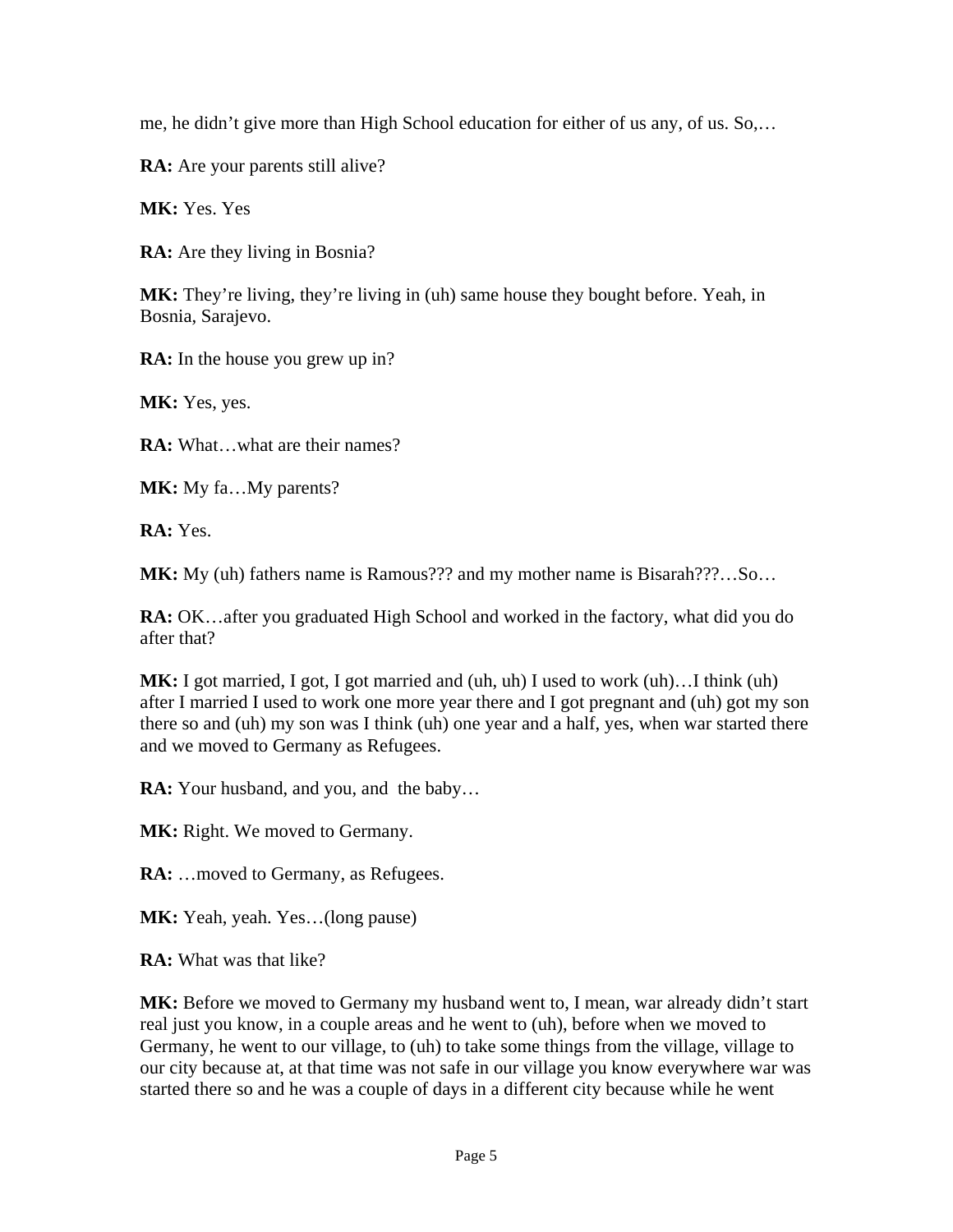me, he didn't give more than High School education for either of us any, of us. So,…

**RA:** Are your parents still alive?

**MK:** Yes. Yes

**RA:** Are they living in Bosnia?

**MK:** They're living, they're living in (uh) same house they bought before. Yeah, in Bosnia, Sarajevo.

**RA:** In the house you grew up in?

**MK:** Yes, yes.

**RA:** What…what are their names?

**MK:** My fa…My parents?

**RA:** Yes.

**MK:** My (uh) fathers name is Ramous??? and my mother name is Bisarah???…So…

**RA:** OK…after you graduated High School and worked in the factory, what did you do after that?

**MK:** I got married, I got, I got married and (uh, uh) I used to work (uh)…I think (uh) after I married I used to work one more year there and I got pregnant and (uh) got my son there so and (uh) my son was I think (uh) one year and a half, yes, when war started there and we moved to Germany as Refugees.

**RA:** Your husband, and you, and the baby…

**MK:** Right. We moved to Germany.

**RA:** …moved to Germany, as Refugees.

**MK:** Yeah, yeah. Yes…(long pause)

**RA:** What was that like?

**MK:** Before we moved to Germany my husband went to, I mean, war already didn't start real just you know, in a couple areas and he went to (uh), before when we moved to Germany, he went to our village, to (uh) to take some things from the village, village to our city because at, at that time was not safe in our village you know everywhere war was started there so and he was a couple of days in a different city because while he went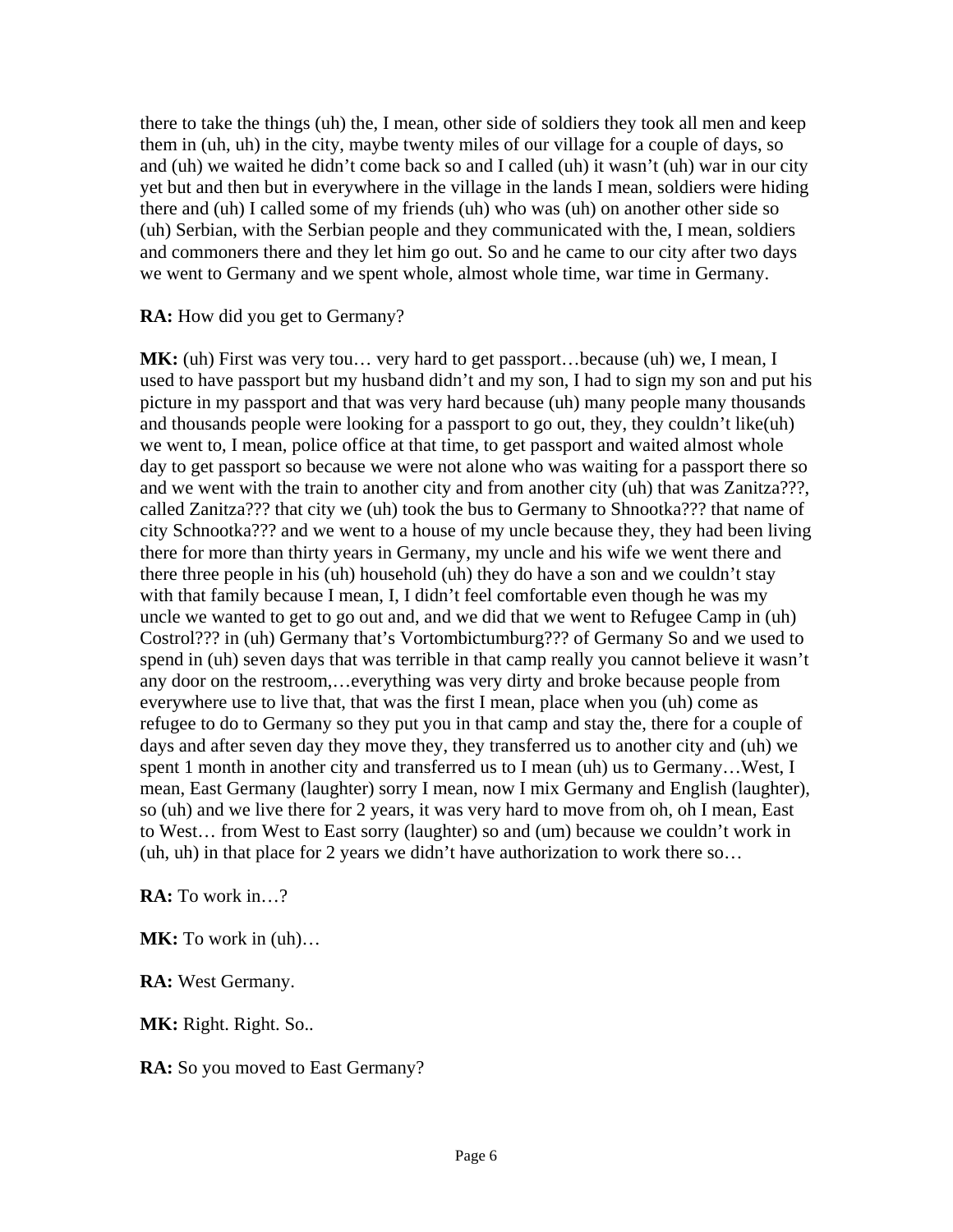there to take the things (uh) the, I mean, other side of soldiers they took all men and keep them in (uh, uh) in the city, maybe twenty miles of our village for a couple of days, so and (uh) we waited he didn't come back so and I called (uh) it wasn't (uh) war in our city yet but and then but in everywhere in the village in the lands I mean, soldiers were hiding there and (uh) I called some of my friends (uh) who was (uh) on another other side so (uh) Serbian, with the Serbian people and they communicated with the, I mean, soldiers and commoners there and they let him go out. So and he came to our city after two days we went to Germany and we spent whole, almost whole time, war time in Germany.

**RA:** How did you get to Germany?

**MK:** (uh) First was very tou… very hard to get passport…because (uh) we, I mean, I used to have passport but my husband didn't and my son, I had to sign my son and put his picture in my passport and that was very hard because (uh) many people many thousands and thousands people were looking for a passport to go out, they, they couldn't like(uh) we went to, I mean, police office at that time, to get passport and waited almost whole day to get passport so because we were not alone who was waiting for a passport there so and we went with the train to another city and from another city (uh) that was Zanitza???, called Zanitza??? that city we (uh) took the bus to Germany to Shnootka??? that name of city Schnootka??? and we went to a house of my uncle because they, they had been living there for more than thirty years in Germany, my uncle and his wife we went there and there three people in his (uh) household (uh) they do have a son and we couldn't stay with that family because I mean, I, I didn't feel comfortable even though he was my uncle we wanted to get to go out and, and we did that we went to Refugee Camp in (uh) Costrol??? in (uh) Germany that's Vortombictumburg??? of Germany So and we used to spend in (uh) seven days that was terrible in that camp really you cannot believe it wasn't any door on the restroom,…everything was very dirty and broke because people from everywhere use to live that, that was the first I mean, place when you (uh) come as refugee to do to Germany so they put you in that camp and stay the, there for a couple of days and after seven day they move they, they transferred us to another city and (uh) we spent 1 month in another city and transferred us to I mean (uh) us to Germany…West, I mean, East Germany (laughter) sorry I mean, now I mix Germany and English (laughter), so (uh) and we live there for 2 years, it was very hard to move from oh, oh I mean, East to West… from West to East sorry (laughter) so and (um) because we couldn't work in (uh, uh) in that place for 2 years we didn't have authorization to work there so…

**RA:** To work in…?

**MK:** To work in (uh)…

**RA:** West Germany.

**MK:** Right. Right. So..

**RA:** So you moved to East Germany?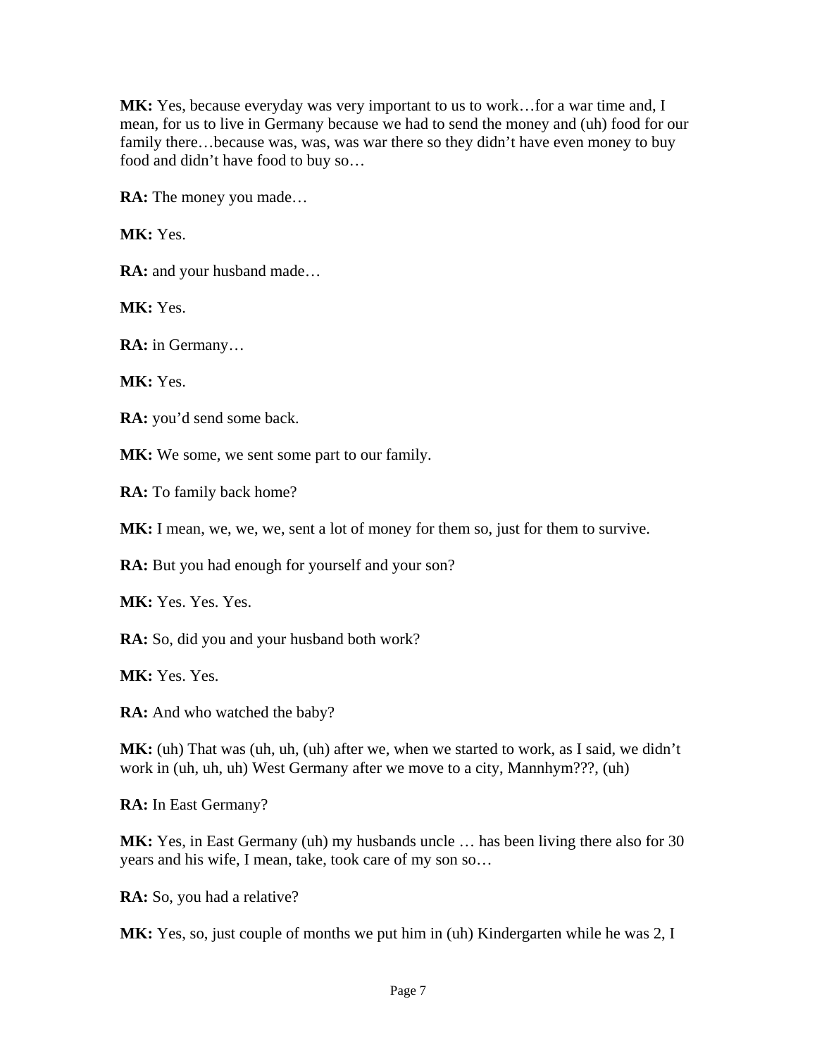**MK:** Yes, because everyday was very important to us to work…for a war time and, I mean, for us to live in Germany because we had to send the money and (uh) food for our family there…because was, was, was war there so they didn't have even money to buy food and didn't have food to buy so…

**RA:** The money you made…

**MK:** Yes.

**RA:** and your husband made…

**MK:** Yes.

**RA:** in Germany…

**MK:** Yes.

**RA:** you'd send some back.

**MK:** We some, we sent some part to our family.

**RA:** To family back home?

**MK:** I mean, we, we, we, sent a lot of money for them so, just for them to survive.

**RA:** But you had enough for yourself and your son?

**MK:** Yes. Yes. Yes.

**RA:** So, did you and your husband both work?

**MK:** Yes. Yes.

**RA:** And who watched the baby?

**MK:** (uh) That was (uh, uh, (uh) after we, when we started to work, as I said, we didn't work in (uh, uh, uh) West Germany after we move to a city, Mannhym???, (uh)

**RA:** In East Germany?

**MK:** Yes, in East Germany (uh) my husbands uncle … has been living there also for 30 years and his wife, I mean, take, took care of my son so…

**RA:** So, you had a relative?

**MK:** Yes, so, just couple of months we put him in (uh) Kindergarten while he was 2, I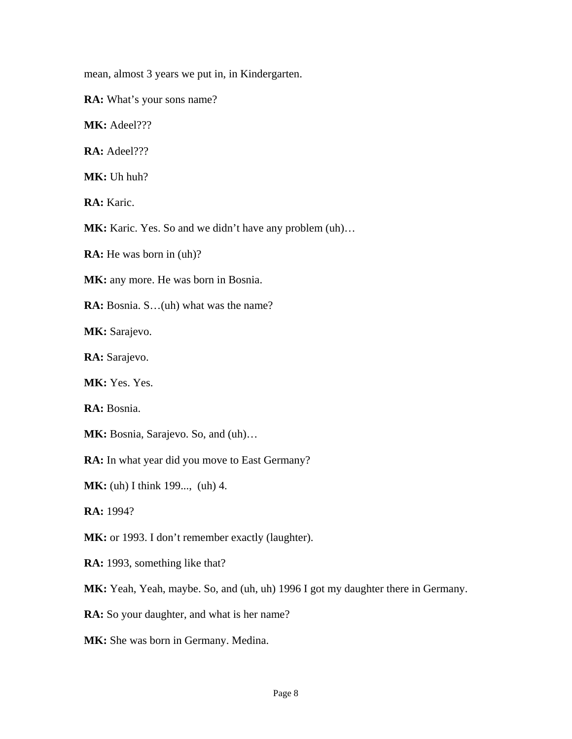mean, almost 3 years we put in, in Kindergarten.

**RA:** What's your sons name?

**MK:** Adeel???

**RA:** Adeel???

**MK:** Uh huh?

**RA:** Karic.

**MK:** Karic. Yes. So and we didn't have any problem (uh)…

**RA:** He was born in (uh)?

**MK:** any more. He was born in Bosnia.

**RA:** Bosnia. S…(uh) what was the name?

**MK:** Sarajevo.

**RA:** Sarajevo.

**MK:** Yes. Yes.

**RA:** Bosnia.

**MK:** Bosnia, Sarajevo. So, and (uh)…

**RA:** In what year did you move to East Germany?

**MK:** (uh) I think 199..., (uh) 4.

**RA:** 1994?

**MK:** or 1993. I don't remember exactly (laughter).

**RA:** 1993, something like that?

**MK:** Yeah, Yeah, maybe. So, and (uh, uh) 1996 I got my daughter there in Germany.

**RA:** So your daughter, and what is her name?

**MK:** She was born in Germany. Medina.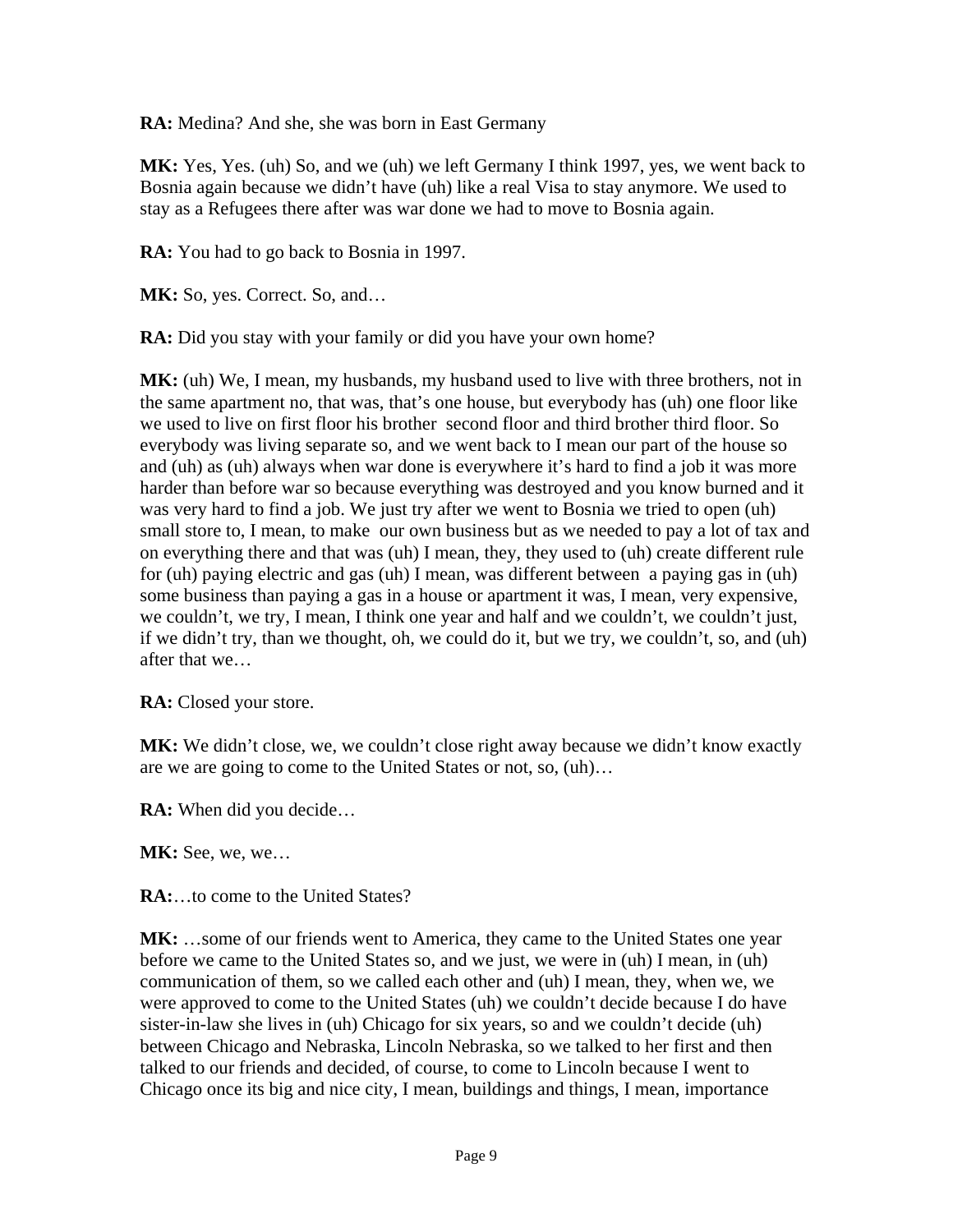**RA:** Medina? And she, she was born in East Germany

**MK:** Yes, Yes. (uh) So, and we (uh) we left Germany I think 1997, yes, we went back to Bosnia again because we didn't have (uh) like a real Visa to stay anymore. We used to stay as a Refugees there after was war done we had to move to Bosnia again.

**RA:** You had to go back to Bosnia in 1997.

**MK:** So, yes. Correct. So, and…

**RA:** Did you stay with your family or did you have your own home?

**MK:** (uh) We, I mean, my husbands, my husband used to live with three brothers, not in the same apartment no, that was, that's one house, but everybody has (uh) one floor like we used to live on first floor his brother second floor and third brother third floor. So everybody was living separate so, and we went back to I mean our part of the house so and (uh) as (uh) always when war done is everywhere it's hard to find a job it was more harder than before war so because everything was destroyed and you know burned and it was very hard to find a job. We just try after we went to Bosnia we tried to open (uh) small store to, I mean, to make our own business but as we needed to pay a lot of tax and on everything there and that was (uh) I mean, they, they used to (uh) create different rule for (uh) paying electric and gas (uh) I mean, was different between a paying gas in (uh) some business than paying a gas in a house or apartment it was, I mean, very expensive, we couldn't, we try, I mean, I think one year and half and we couldn't, we couldn't just, if we didn't try, than we thought, oh, we could do it, but we try, we couldn't, so, and (uh) after that we…

**RA:** Closed your store.

**MK:** We didn't close, we, we couldn't close right away because we didn't know exactly are we are going to come to the United States or not, so, (uh)…

**RA:** When did you decide…

**MK:** See, we, we…

**RA:**…to come to the United States?

**MK:** …some of our friends went to America, they came to the United States one year before we came to the United States so, and we just, we were in (uh) I mean, in (uh) communication of them, so we called each other and (uh) I mean, they, when we, we were approved to come to the United States (uh) we couldn't decide because I do have sister-in-law she lives in (uh) Chicago for six years, so and we couldn't decide (uh) between Chicago and Nebraska, Lincoln Nebraska, so we talked to her first and then talked to our friends and decided, of course, to come to Lincoln because I went to Chicago once its big and nice city, I mean, buildings and things, I mean, importance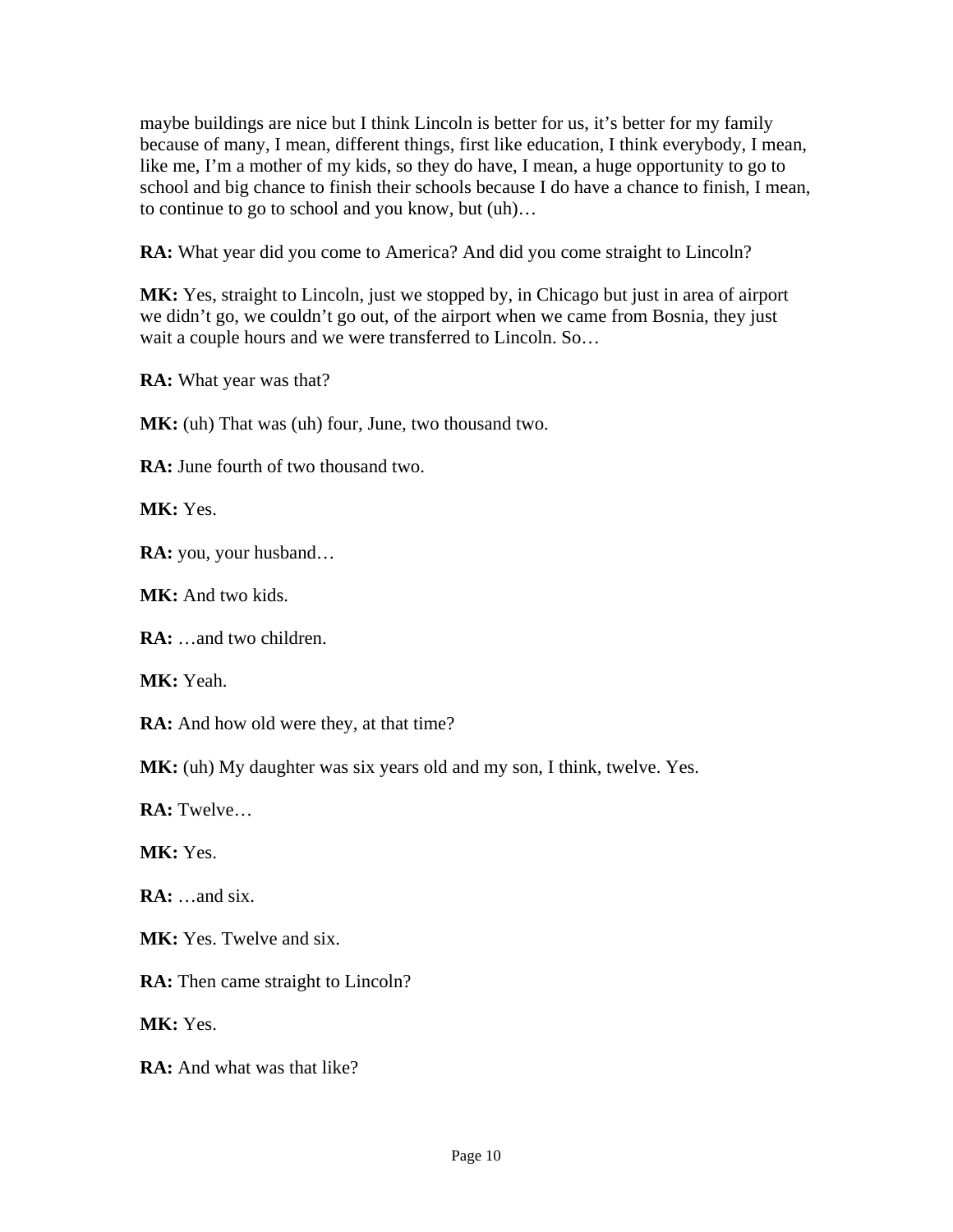maybe buildings are nice but I think Lincoln is better for us, it's better for my family because of many, I mean, different things, first like education, I think everybody, I mean, like me, I'm a mother of my kids, so they do have, I mean, a huge opportunity to go to school and big chance to finish their schools because I do have a chance to finish, I mean, to continue to go to school and you know, but (uh)…

**RA:** What year did you come to America? And did you come straight to Lincoln?

**MK:** Yes, straight to Lincoln, just we stopped by, in Chicago but just in area of airport we didn't go, we couldn't go out, of the airport when we came from Bosnia, they just wait a couple hours and we were transferred to Lincoln. So…

**RA:** What year was that?

**MK:** (uh) That was (uh) four, June, two thousand two.

**RA:** June fourth of two thousand two.

**MK:** Yes.

**RA:** you, your husband…

**MK:** And two kids.

**RA:** …and two children.

**MK:** Yeah.

**RA:** And how old were they, at that time?

**MK:** (uh) My daughter was six years old and my son, I think, twelve. Yes.

**RA:** Twelve…

**MK:** Yes.

**RA:** …and six.

**MK:** Yes. Twelve and six.

**RA:** Then came straight to Lincoln?

**MK:** Yes.

**RA:** And what was that like?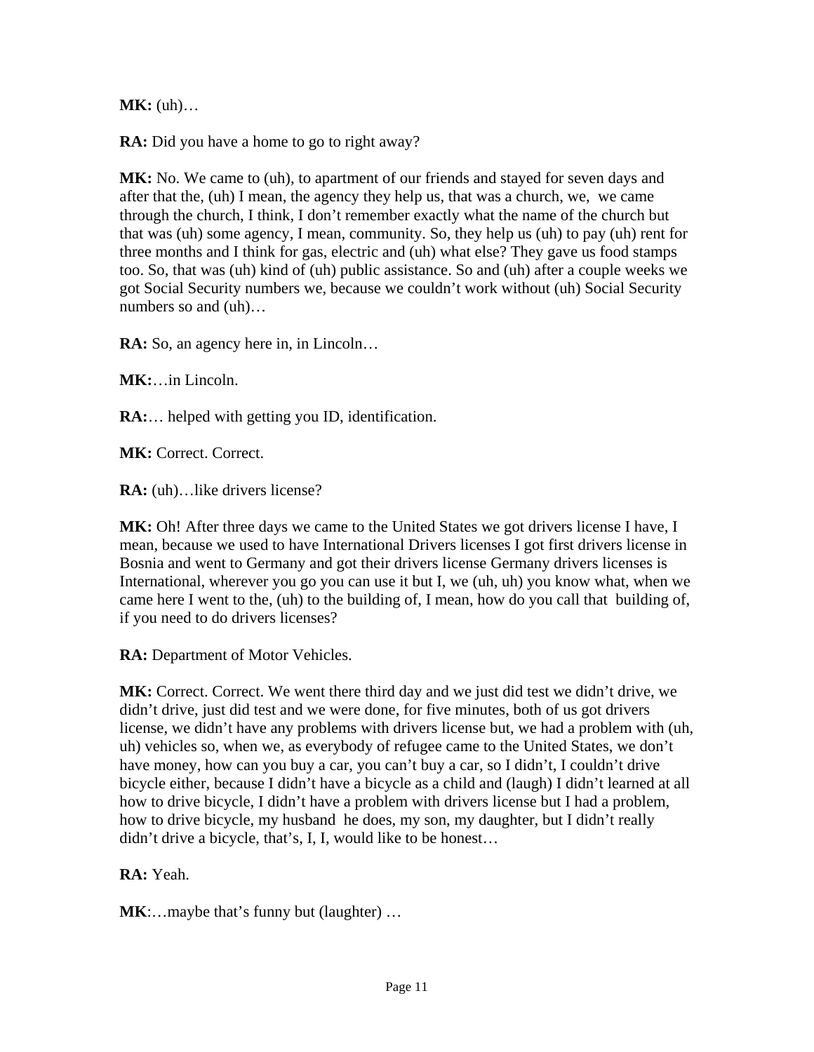**MK:** (uh)…

**RA:** Did you have a home to go to right away?

**MK:** No. We came to (uh), to apartment of our friends and stayed for seven days and after that the, (uh) I mean, the agency they help us, that was a church, we, we came through the church, I think, I don't remember exactly what the name of the church but that was (uh) some agency, I mean, community. So, they help us (uh) to pay (uh) rent for three months and I think for gas, electric and (uh) what else? They gave us food stamps too. So, that was (uh) kind of (uh) public assistance. So and (uh) after a couple weeks we got Social Security numbers we, because we couldn't work without (uh) Social Security numbers so and (uh)…

**RA:** So, an agency here in, in Lincoln…

**MK:**…in Lincoln.

**RA:**… helped with getting you ID, identification.

**MK:** Correct. Correct.

**RA:** (uh)…like drivers license?

**MK:** Oh! After three days we came to the United States we got drivers license I have, I mean, because we used to have International Drivers licenses I got first drivers license in Bosnia and went to Germany and got their drivers license Germany drivers licenses is International, wherever you go you can use it but I, we (uh, uh) you know what, when we came here I went to the, (uh) to the building of, I mean, how do you call that building of, if you need to do drivers licenses?

**RA:** Department of Motor Vehicles.

**MK:** Correct. Correct. We went there third day and we just did test we didn't drive, we didn't drive, just did test and we were done, for five minutes, both of us got drivers license, we didn't have any problems with drivers license but, we had a problem with (uh, uh) vehicles so, when we, as everybody of refugee came to the United States, we don't have money, how can you buy a car, you can't buy a car, so I didn't, I couldn't drive bicycle either, because I didn't have a bicycle as a child and (laugh) I didn't learned at all how to drive bicycle, I didn't have a problem with drivers license but I had a problem, how to drive bicycle, my husband he does, my son, my daughter, but I didn't really didn't drive a bicycle, that's, I, I, would like to be honest…

**RA:** Yeah.

**MK**:…maybe that's funny but (laughter) …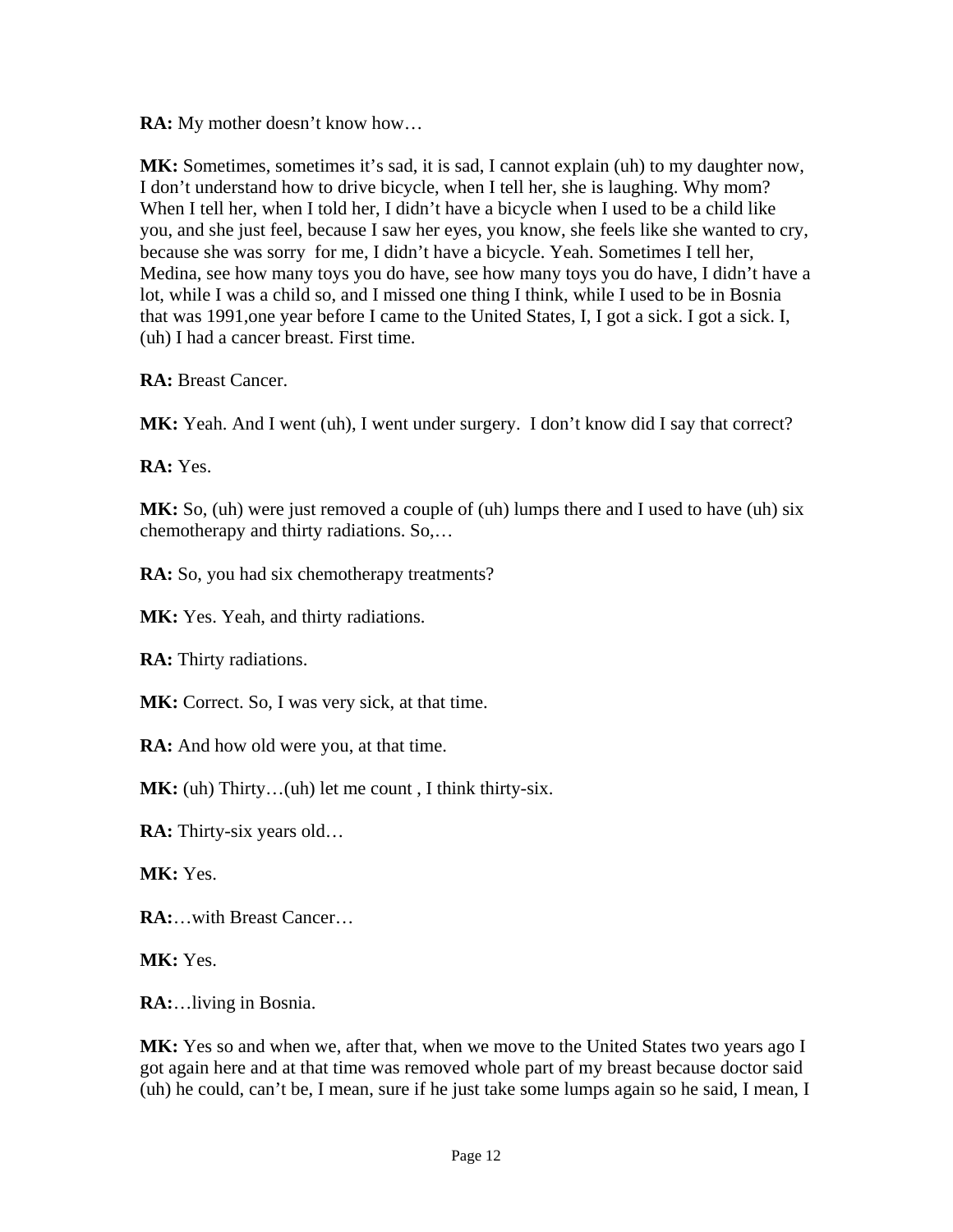**RA:** My mother doesn't know how…

**MK:** Sometimes, sometimes it's sad, it is sad, I cannot explain (uh) to my daughter now, I don't understand how to drive bicycle, when I tell her, she is laughing. Why mom? When I tell her, when I told her, I didn't have a bicycle when I used to be a child like you, and she just feel, because I saw her eyes, you know, she feels like she wanted to cry, because she was sorry for me, I didn't have a bicycle. Yeah. Sometimes I tell her, Medina, see how many toys you do have, see how many toys you do have, I didn't have a lot, while I was a child so, and I missed one thing I think, while I used to be in Bosnia that was 1991,one year before I came to the United States, I, I got a sick. I got a sick. I, (uh) I had a cancer breast. First time.

**RA:** Breast Cancer.

**MK:** Yeah. And I went (uh), I went under surgery. I don't know did I say that correct?

**RA:** Yes.

**MK:** So, (uh) were just removed a couple of (uh) lumps there and I used to have (uh) six chemotherapy and thirty radiations. So,…

**RA:** So, you had six chemotherapy treatments?

**MK:** Yes. Yeah, and thirty radiations.

**RA:** Thirty radiations.

**MK:** Correct. So, I was very sick, at that time.

**RA:** And how old were you, at that time.

**MK:** (uh) Thirty…(uh) let me count , I think thirty-six.

**RA:** Thirty-six years old…

**MK:** Yes.

**RA:**…with Breast Cancer…

**MK:** Yes.

**RA:**…living in Bosnia.

**MK:** Yes so and when we, after that, when we move to the United States two years ago I got again here and at that time was removed whole part of my breast because doctor said (uh) he could, can't be, I mean, sure if he just take some lumps again so he said, I mean, I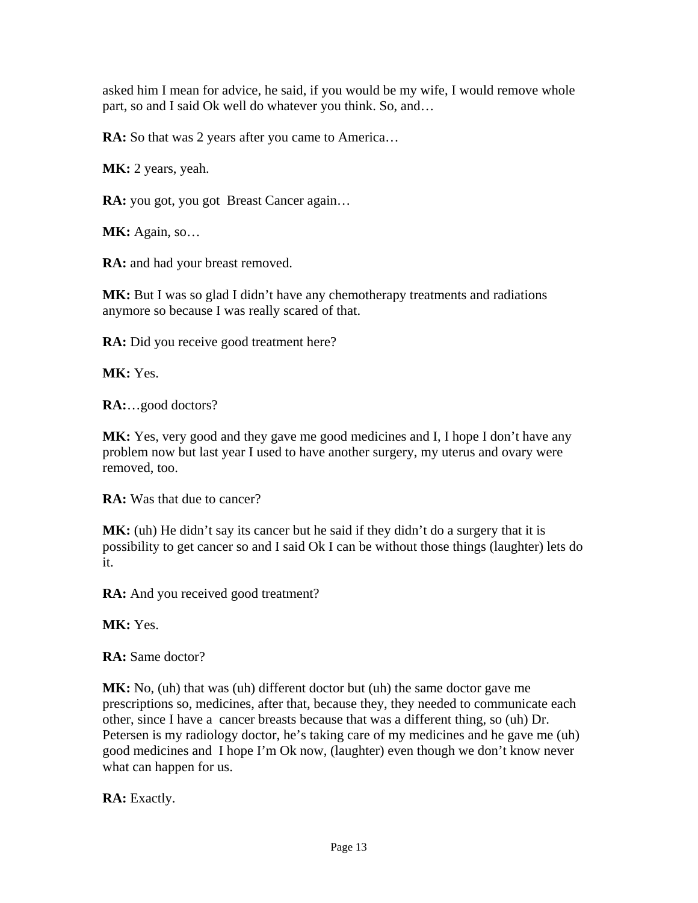asked him I mean for advice, he said, if you would be my wife, I would remove whole part, so and I said Ok well do whatever you think. So, and…

**RA:** So that was 2 years after you came to America…

**MK:** 2 years, yeah.

**RA:** you got, you got Breast Cancer again…

**MK:** Again, so…

**RA:** and had your breast removed.

**MK:** But I was so glad I didn't have any chemotherapy treatments and radiations anymore so because I was really scared of that.

**RA:** Did you receive good treatment here?

**MK:** Yes.

**RA:**…good doctors?

**MK:** Yes, very good and they gave me good medicines and I, I hope I don't have any problem now but last year I used to have another surgery, my uterus and ovary were removed, too.

**RA:** Was that due to cancer?

**MK:** (uh) He didn't say its cancer but he said if they didn't do a surgery that it is possibility to get cancer so and I said Ok I can be without those things (laughter) lets do it.

**RA:** And you received good treatment?

**MK:** Yes.

**RA:** Same doctor?

**MK:** No, (uh) that was (uh) different doctor but (uh) the same doctor gave me prescriptions so, medicines, after that, because they, they needed to communicate each other, since I have a cancer breasts because that was a different thing, so (uh) Dr. Petersen is my radiology doctor, he's taking care of my medicines and he gave me (uh) good medicines and I hope I'm Ok now, (laughter) even though we don't know never what can happen for us.

**RA:** Exactly.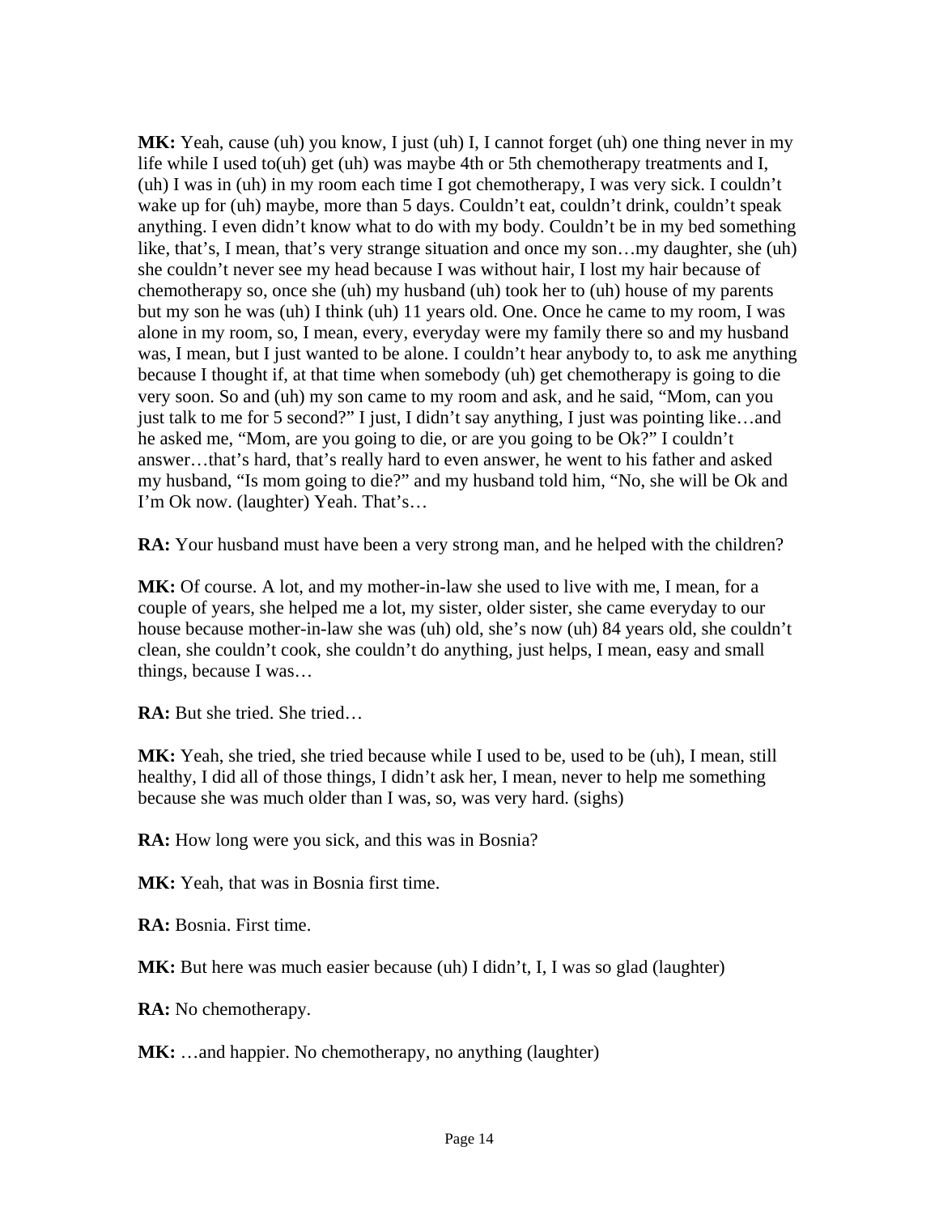**MK:** Yeah, cause (uh) you know, I just (uh) I, I cannot forget (uh) one thing never in my life while I used to(uh) get (uh) was maybe 4th or 5th chemotherapy treatments and I, (uh) I was in (uh) in my room each time I got chemotherapy, I was very sick. I couldn't wake up for (uh) maybe, more than 5 days. Couldn't eat, couldn't drink, couldn't speak anything. I even didn't know what to do with my body. Couldn't be in my bed something like, that's, I mean, that's very strange situation and once my son…my daughter, she (uh) she couldn't never see my head because I was without hair, I lost my hair because of chemotherapy so, once she (uh) my husband (uh) took her to (uh) house of my parents but my son he was (uh) I think (uh) 11 years old. One. Once he came to my room, I was alone in my room, so, I mean, every, everyday were my family there so and my husband was, I mean, but I just wanted to be alone. I couldn't hear anybody to, to ask me anything because I thought if, at that time when somebody (uh) get chemotherapy is going to die very soon. So and (uh) my son came to my room and ask, and he said, "Mom, can you just talk to me for 5 second?" I just, I didn't say anything, I just was pointing like…and he asked me, "Mom, are you going to die, or are you going to be Ok?" I couldn't answer…that's hard, that's really hard to even answer, he went to his father and asked my husband, "Is mom going to die?" and my husband told him, "No, she will be Ok and I'm Ok now. (laughter) Yeah. That's…

**RA:** Your husband must have been a very strong man, and he helped with the children?

**MK:** Of course. A lot, and my mother-in-law she used to live with me, I mean, for a couple of years, she helped me a lot, my sister, older sister, she came everyday to our house because mother-in-law she was (uh) old, she's now (uh) 84 years old, she couldn't clean, she couldn't cook, she couldn't do anything, just helps, I mean, easy and small things, because I was…

**RA:** But she tried. She tried…

**MK:** Yeah, she tried, she tried because while I used to be, used to be (uh), I mean, still healthy, I did all of those things, I didn't ask her, I mean, never to help me something because she was much older than I was, so, was very hard. (sighs)

**RA:** How long were you sick, and this was in Bosnia?

**MK:** Yeah, that was in Bosnia first time.

**RA:** Bosnia. First time.

**MK:** But here was much easier because (uh) I didn't, I, I was so glad (laughter)

**RA:** No chemotherapy.

**MK:** …and happier. No chemotherapy, no anything (laughter)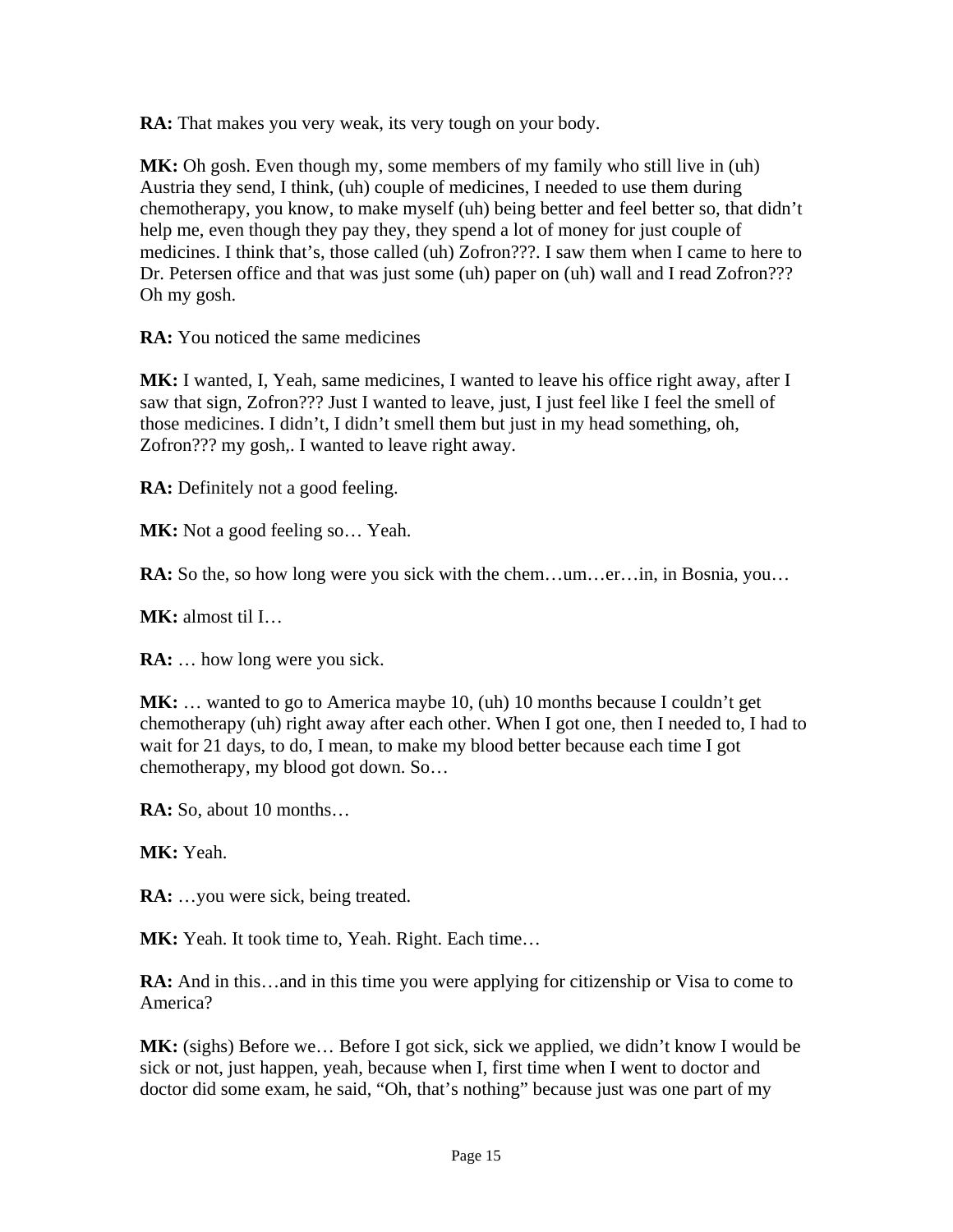**RA:** That makes you very weak, its very tough on your body.

**MK:** Oh gosh. Even though my, some members of my family who still live in (uh) Austria they send, I think, (uh) couple of medicines, I needed to use them during chemotherapy, you know, to make myself (uh) being better and feel better so, that didn't help me, even though they pay they, they spend a lot of money for just couple of medicines. I think that's, those called (uh) Zofron???. I saw them when I came to here to Dr. Petersen office and that was just some (uh) paper on (uh) wall and I read Zofron??? Oh my gosh.

**RA:** You noticed the same medicines

**MK:** I wanted, I, Yeah, same medicines, I wanted to leave his office right away, after I saw that sign, Zofron??? Just I wanted to leave, just, I just feel like I feel the smell of those medicines. I didn't, I didn't smell them but just in my head something, oh, Zofron??? my gosh,. I wanted to leave right away.

**RA:** Definitely not a good feeling.

**MK:** Not a good feeling so… Yeah.

**RA:** So the, so how long were you sick with the chem…um…er…in, in Bosnia, you…

**MK:** almost til I…

**RA:** … how long were you sick.

**MK:** … wanted to go to America maybe 10, (uh) 10 months because I couldn't get chemotherapy (uh) right away after each other. When I got one, then I needed to, I had to wait for 21 days, to do, I mean, to make my blood better because each time I got chemotherapy, my blood got down. So…

**RA:** So, about 10 months…

**MK:** Yeah.

**RA:** …you were sick, being treated.

**MK:** Yeah. It took time to, Yeah. Right. Each time…

**RA:** And in this…and in this time you were applying for citizenship or Visa to come to America?

**MK:** (sighs) Before we… Before I got sick, sick we applied, we didn't know I would be sick or not, just happen, yeah, because when I, first time when I went to doctor and doctor did some exam, he said, "Oh, that's nothing" because just was one part of my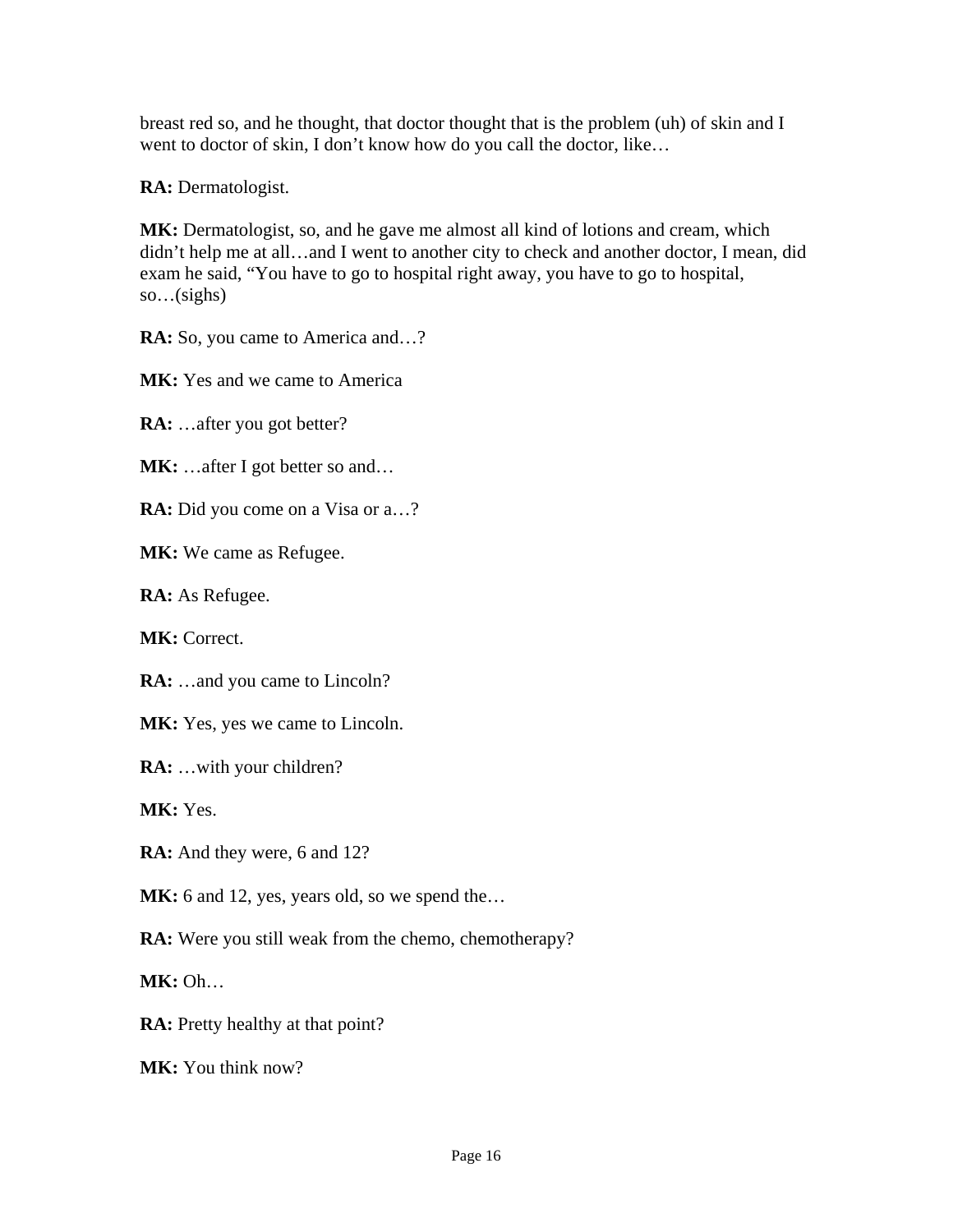breast red so, and he thought, that doctor thought that is the problem (uh) of skin and I went to doctor of skin, I don't know how do you call the doctor, like…

**RA:** Dermatologist.

**MK:** Dermatologist, so, and he gave me almost all kind of lotions and cream, which didn't help me at all…and I went to another city to check and another doctor, I mean, did exam he said, "You have to go to hospital right away, you have to go to hospital, so…(sighs)

**RA:** So, you came to America and…?

**MK:** Yes and we came to America

**RA:** …after you got better?

**MK:** …after I got better so and…

**RA:** Did you come on a Visa or a…?

**MK:** We came as Refugee.

**RA:** As Refugee.

**MK:** Correct.

**RA:** …and you came to Lincoln?

**MK:** Yes, yes we came to Lincoln.

**RA:** …with your children?

**MK:** Yes.

**RA:** And they were, 6 and 12?

**MK:** 6 and 12, yes, years old, so we spend the…

**RA:** Were you still weak from the chemo, chemotherapy?

**MK:** Oh…

**RA:** Pretty healthy at that point?

**MK:** You think now?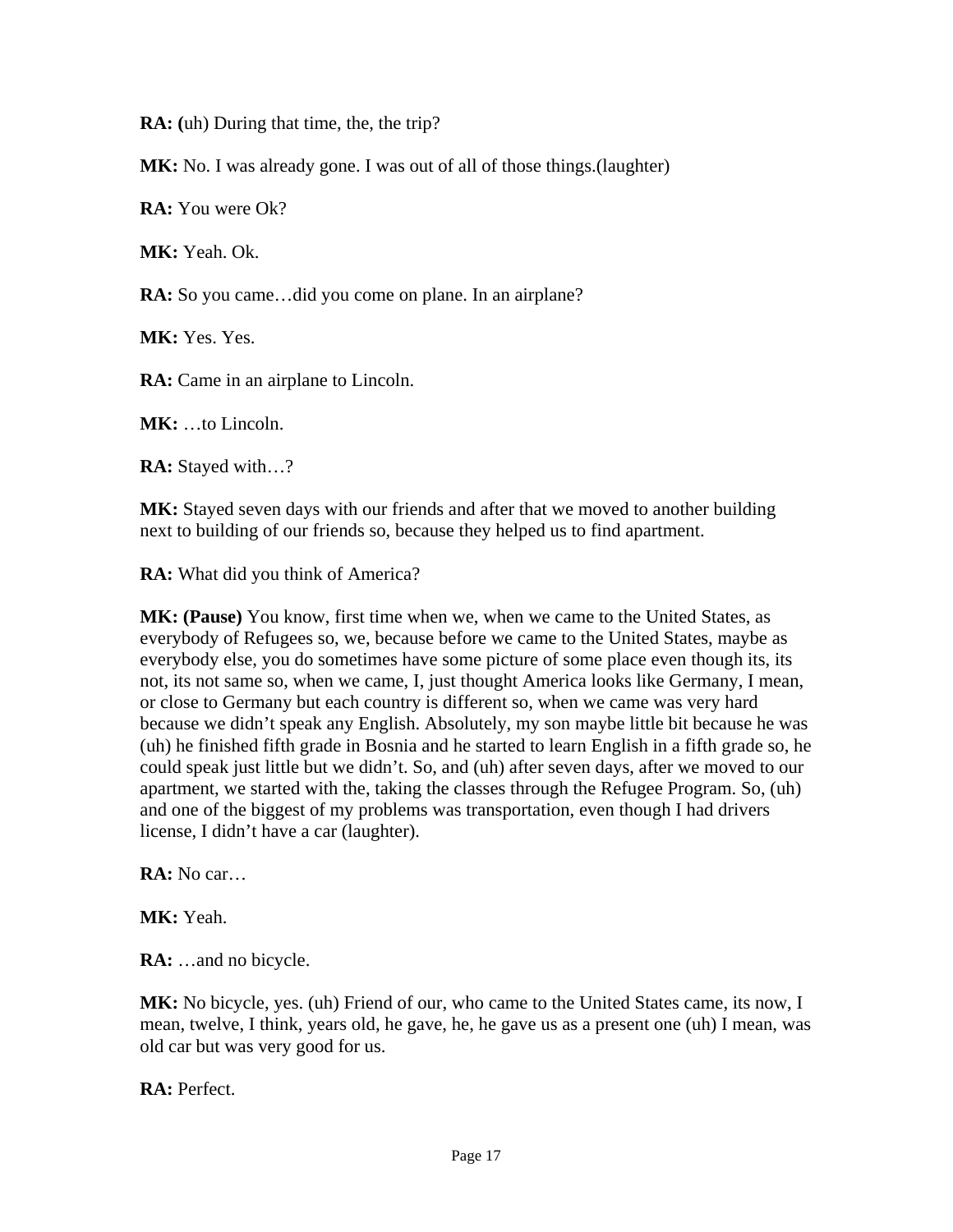**RA: (**uh) During that time, the, the trip?

**MK:** No. I was already gone. I was out of all of those things.(laughter)

**RA:** You were Ok?

**MK:** Yeah. Ok.

**RA:** So you came…did you come on plane. In an airplane?

**MK:** Yes. Yes.

**RA:** Came in an airplane to Lincoln.

**MK:** …to Lincoln.

**RA:** Stayed with…?

**MK:** Stayed seven days with our friends and after that we moved to another building next to building of our friends so, because they helped us to find apartment.

**RA:** What did you think of America?

**MK: (Pause)** You know, first time when we, when we came to the United States, as everybody of Refugees so, we, because before we came to the United States, maybe as everybody else, you do sometimes have some picture of some place even though its, its not, its not same so, when we came, I, just thought America looks like Germany, I mean, or close to Germany but each country is different so, when we came was very hard because we didn't speak any English. Absolutely, my son maybe little bit because he was (uh) he finished fifth grade in Bosnia and he started to learn English in a fifth grade so, he could speak just little but we didn't. So, and (uh) after seven days, after we moved to our apartment, we started with the, taking the classes through the Refugee Program. So, (uh) and one of the biggest of my problems was transportation, even though I had drivers license, I didn't have a car (laughter).

**RA:** No car…

**MK:** Yeah.

**RA:** …and no bicycle.

**MK:** No bicycle, yes. (uh) Friend of our, who came to the United States came, its now, I mean, twelve, I think, years old, he gave, he, he gave us as a present one (uh) I mean, was old car but was very good for us.

**RA:** Perfect.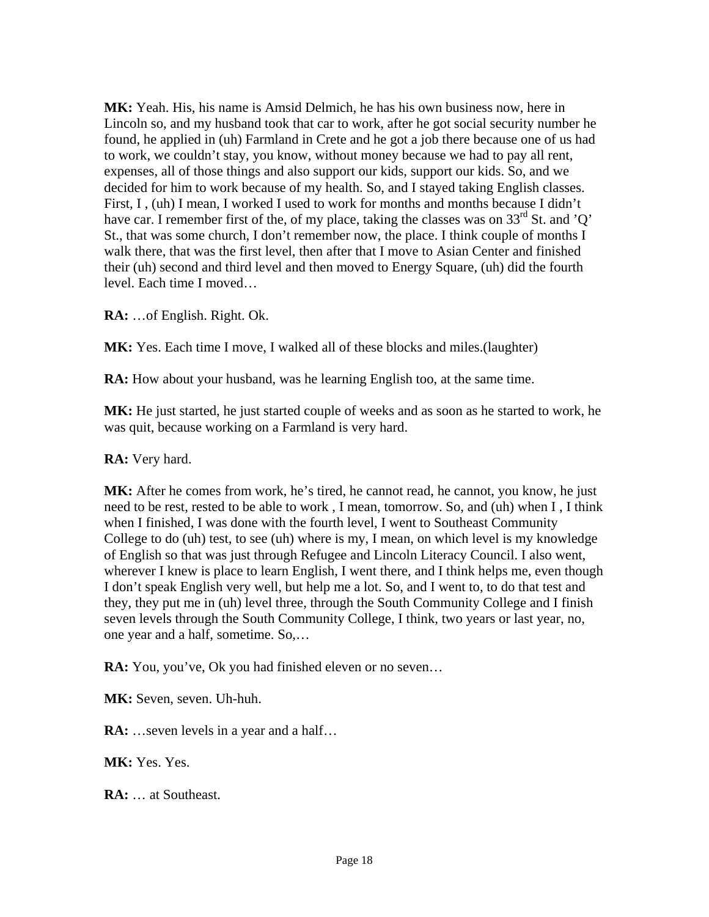**MK:** Yeah. His, his name is Amsid Delmich, he has his own business now, here in Lincoln so, and my husband took that car to work, after he got social security number he found, he applied in (uh) Farmland in Crete and he got a job there because one of us had to work, we couldn't stay, you know, without money because we had to pay all rent, expenses, all of those things and also support our kids, support our kids. So, and we decided for him to work because of my health. So, and I stayed taking English classes. First, I , (uh) I mean, I worked I used to work for months and months because I didn't have car. I remember first of the, of my place, taking the classes was on 33rd St. and 'Q' St., that was some church, I don't remember now, the place. I think couple of months I walk there, that was the first level, then after that I move to Asian Center and finished their (uh) second and third level and then moved to Energy Square, (uh) did the fourth level. Each time I moved…

**RA:** …of English. Right. Ok.

**MK:** Yes. Each time I move, I walked all of these blocks and miles.(laughter)

**RA:** How about your husband, was he learning English too, at the same time.

**MK:** He just started, he just started couple of weeks and as soon as he started to work, he was quit, because working on a Farmland is very hard.

**RA:** Very hard.

**MK:** After he comes from work, he's tired, he cannot read, he cannot, you know, he just need to be rest, rested to be able to work , I mean, tomorrow. So, and (uh) when I , I think when I finished, I was done with the fourth level, I went to Southeast Community College to do (uh) test, to see (uh) where is my, I mean, on which level is my knowledge of English so that was just through Refugee and Lincoln Literacy Council. I also went, wherever I knew is place to learn English, I went there, and I think helps me, even though I don't speak English very well, but help me a lot. So, and I went to, to do that test and they, they put me in (uh) level three, through the South Community College and I finish seven levels through the South Community College, I think, two years or last year, no, one year and a half, sometime. So,…

**RA:** You, you've, Ok you had finished eleven or no seven…

**MK:** Seven, seven. Uh-huh.

**RA:** …seven levels in a year and a half…

**MK:** Yes. Yes.

**RA:** … at Southeast.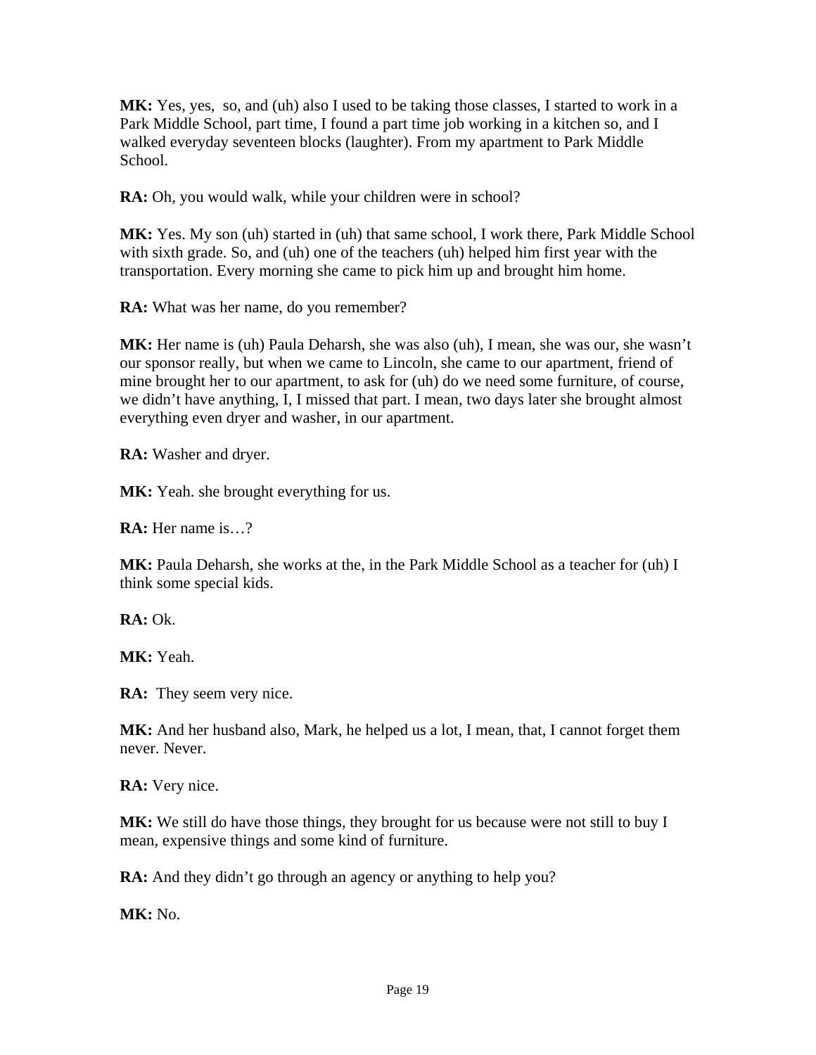**MK:** Yes, yes, so, and (uh) also I used to be taking those classes, I started to work in a Park Middle School, part time, I found a part time job working in a kitchen so, and I walked everyday seventeen blocks (laughter). From my apartment to Park Middle School.

**RA:** Oh, you would walk, while your children were in school?

**MK:** Yes. My son (uh) started in (uh) that same school, I work there, Park Middle School with sixth grade. So, and (uh) one of the teachers (uh) helped him first year with the transportation. Every morning she came to pick him up and brought him home.

**RA:** What was her name, do you remember?

**MK:** Her name is (uh) Paula Deharsh, she was also (uh), I mean, she was our, she wasn't our sponsor really, but when we came to Lincoln, she came to our apartment, friend of mine brought her to our apartment, to ask for (uh) do we need some furniture, of course, we didn't have anything, I, I missed that part. I mean, two days later she brought almost everything even dryer and washer, in our apartment.

**RA:** Washer and dryer.

**MK:** Yeah. she brought everything for us.

**RA:** Her name is…?

**MK:** Paula Deharsh, she works at the, in the Park Middle School as a teacher for (uh) I think some special kids.

**RA:** Ok.

**MK:** Yeah.

**RA:** They seem very nice.

**MK:** And her husband also, Mark, he helped us a lot, I mean, that, I cannot forget them never. Never.

**RA:** Very nice.

**MK:** We still do have those things, they brought for us because were not still to buy I mean, expensive things and some kind of furniture.

**RA:** And they didn't go through an agency or anything to help you?

**MK:** No.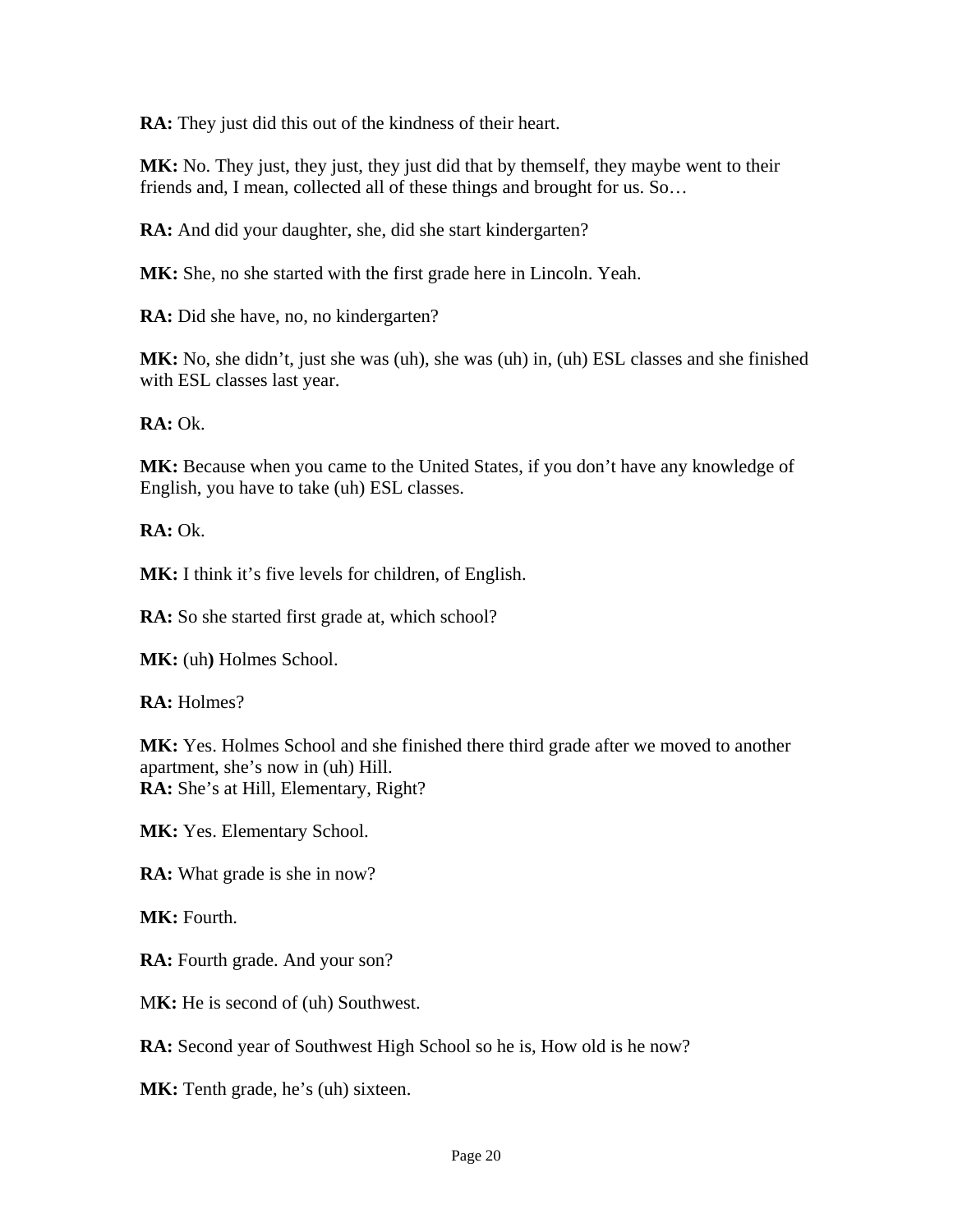**RA:** They just did this out of the kindness of their heart.

**MK:** No. They just, they just, they just did that by themself, they maybe went to their friends and, I mean, collected all of these things and brought for us. So…

**RA:** And did your daughter, she, did she start kindergarten?

**MK:** She, no she started with the first grade here in Lincoln. Yeah.

**RA:** Did she have, no, no kindergarten?

**MK:** No, she didn't, just she was (uh), she was (uh) in, (uh) ESL classes and she finished with ESL classes last year.

**RA:** Ok.

**MK:** Because when you came to the United States, if you don't have any knowledge of English, you have to take (uh) ESL classes.

**RA:** Ok.

**MK:** I think it's five levels for children, of English.

**RA:** So she started first grade at, which school?

**MK:** (uh**)** Holmes School.

**RA:** Holmes?

**MK:** Yes. Holmes School and she finished there third grade after we moved to another apartment, she's now in (uh) Hill.

**RA:** She's at Hill, Elementary, Right?

**MK:** Yes. Elementary School.

**RA:** What grade is she in now?

**MK:** Fourth.

**RA:** Fourth grade. And your son?

M**K:** He is second of (uh) Southwest.

**RA:** Second year of Southwest High School so he is, How old is he now?

**MK:** Tenth grade, he's (uh) sixteen.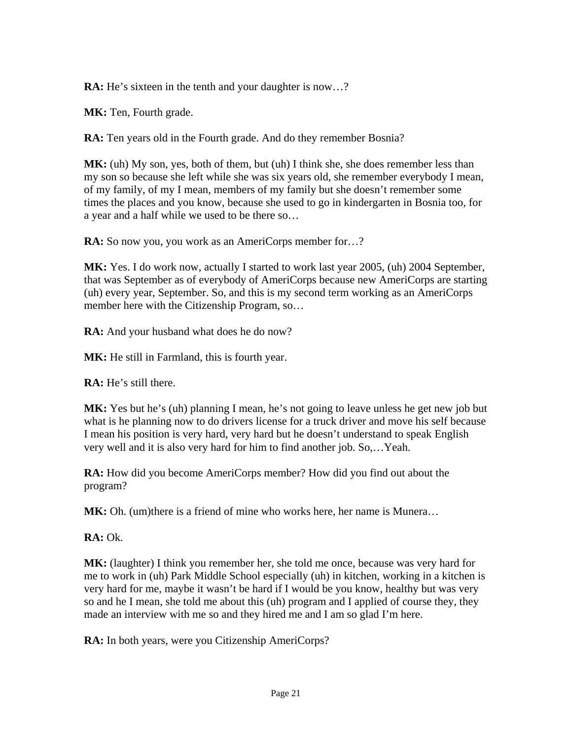**RA:** He's sixteen in the tenth and your daughter is now…?

**MK:** Ten, Fourth grade.

**RA:** Ten years old in the Fourth grade. And do they remember Bosnia?

**MK:** (uh) My son, yes, both of them, but (uh) I think she, she does remember less than my son so because she left while she was six years old, she remember everybody I mean, of my family, of my I mean, members of my family but she doesn't remember some times the places and you know, because she used to go in kindergarten in Bosnia too, for a year and a half while we used to be there so…

**RA:** So now you, you work as an AmeriCorps member for…?

**MK:** Yes. I do work now, actually I started to work last year 2005, (uh) 2004 September, that was September as of everybody of AmeriCorps because new AmeriCorps are starting (uh) every year, September. So, and this is my second term working as an AmeriCorps member here with the Citizenship Program, so…

**RA:** And your husband what does he do now?

**MK:** He still in Farmland, this is fourth year.

**RA:** He's still there.

**MK:** Yes but he's (uh) planning I mean, he's not going to leave unless he get new job but what is he planning now to do drivers license for a truck driver and move his self because I mean his position is very hard, very hard but he doesn't understand to speak English very well and it is also very hard for him to find another job. So,…Yeah.

**RA:** How did you become AmeriCorps member? How did you find out about the program?

**MK:** Oh. (um)there is a friend of mine who works here, her name is Munera…

**RA:** Ok.

**MK:** (laughter) I think you remember her, she told me once, because was very hard for me to work in (uh) Park Middle School especially (uh) in kitchen, working in a kitchen is very hard for me, maybe it wasn't be hard if I would be you know, healthy but was very so and he I mean, she told me about this (uh) program and I applied of course they, they made an interview with me so and they hired me and I am so glad I'm here.

**RA:** In both years, were you Citizenship AmeriCorps?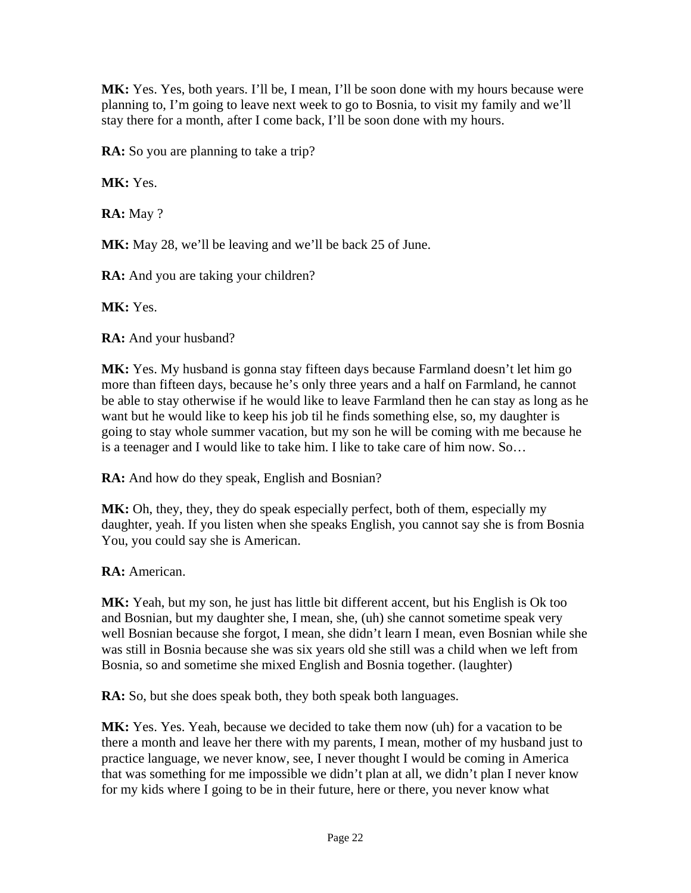**MK:** Yes. Yes, both years. I'll be, I mean, I'll be soon done with my hours because were planning to, I'm going to leave next week to go to Bosnia, to visit my family and we'll stay there for a month, after I come back, I'll be soon done with my hours.

**RA:** So you are planning to take a trip?

**MK:** Yes.

**RA:** May ?

**MK:** May 28, we'll be leaving and we'll be back 25 of June.

**RA:** And you are taking your children?

**MK:** Yes.

**RA:** And your husband?

**MK:** Yes. My husband is gonna stay fifteen days because Farmland doesn't let him go more than fifteen days, because he's only three years and a half on Farmland, he cannot be able to stay otherwise if he would like to leave Farmland then he can stay as long as he want but he would like to keep his job til he finds something else, so, my daughter is going to stay whole summer vacation, but my son he will be coming with me because he is a teenager and I would like to take him. I like to take care of him now. So…

**RA:** And how do they speak, English and Bosnian?

**MK:** Oh, they, they, they do speak especially perfect, both of them, especially my daughter, yeah. If you listen when she speaks English, you cannot say she is from Bosnia You, you could say she is American.

**RA:** American.

**MK:** Yeah, but my son, he just has little bit different accent, but his English is Ok too and Bosnian, but my daughter she, I mean, she, (uh) she cannot sometime speak very well Bosnian because she forgot, I mean, she didn't learn I mean, even Bosnian while she was still in Bosnia because she was six years old she still was a child when we left from Bosnia, so and sometime she mixed English and Bosnia together. (laughter)

**RA:** So, but she does speak both, they both speak both languages.

**MK:** Yes. Yes. Yeah, because we decided to take them now (uh) for a vacation to be there a month and leave her there with my parents, I mean, mother of my husband just to practice language, we never know, see, I never thought I would be coming in America that was something for me impossible we didn't plan at all, we didn't plan I never know for my kids where I going to be in their future, here or there, you never know what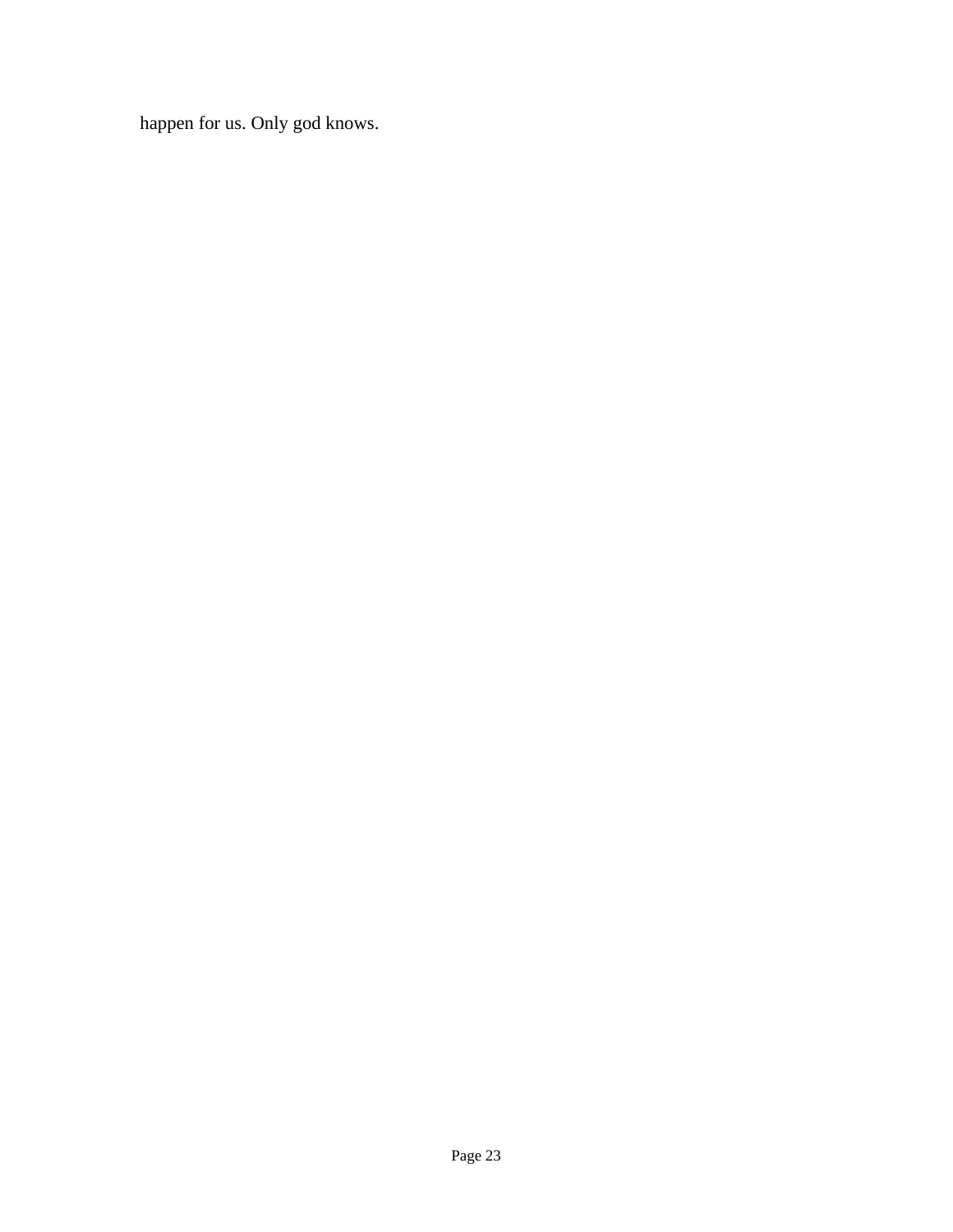happen for us. Only god knows.